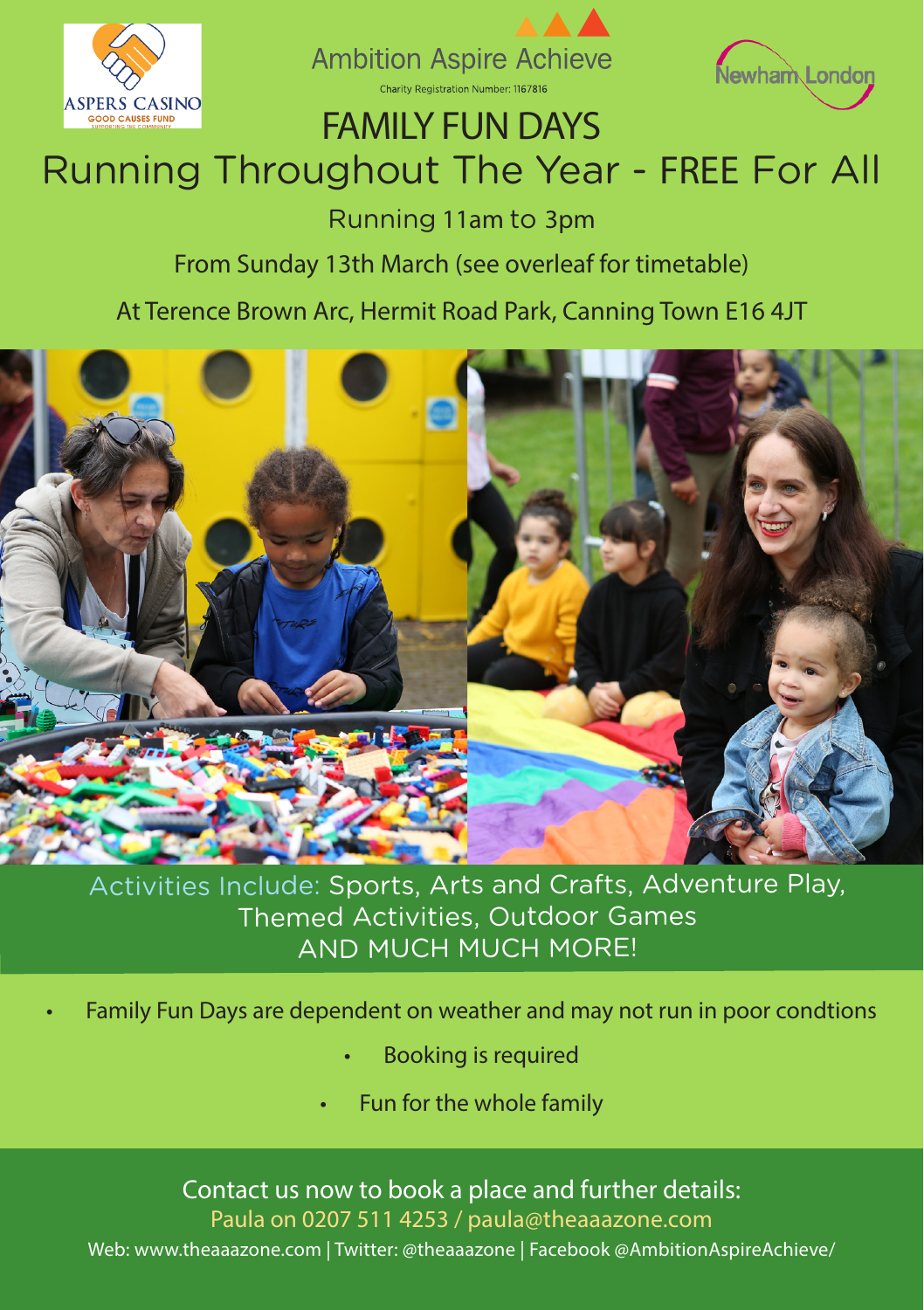ASPERS CASINO
GOOD CAUSES FUND
SUPPORTING THE COMMUNITY

Ambition Aspire Achieve
Charity Registration Number: 1167816

Newham London

# FAMILY FUN DAYS

## Running Throughout The Year - FREE For All

Running 11am to 3pm

From Sunday 13th March (see overleaf for timetable)

At Terence Brown Arc, Hermit Road Park, Canning Town E16 4JT

Activities Include: Sports, Arts and Crafts, Adventure Play, Themed Activities, Outdoor Games AND MUCH MUCH MORE!

- Family Fun Days are dependent on weather and may not run in poor condtions
- Booking is required
- Fun for the whole family

Contact us now to book a place and further details:
Paula on 0207 511 4253 / paula@theaaazone.com
Web: www.theaaazone.com | Twitter: @theaaazone | Facebook @AmbitionAspireAchieve/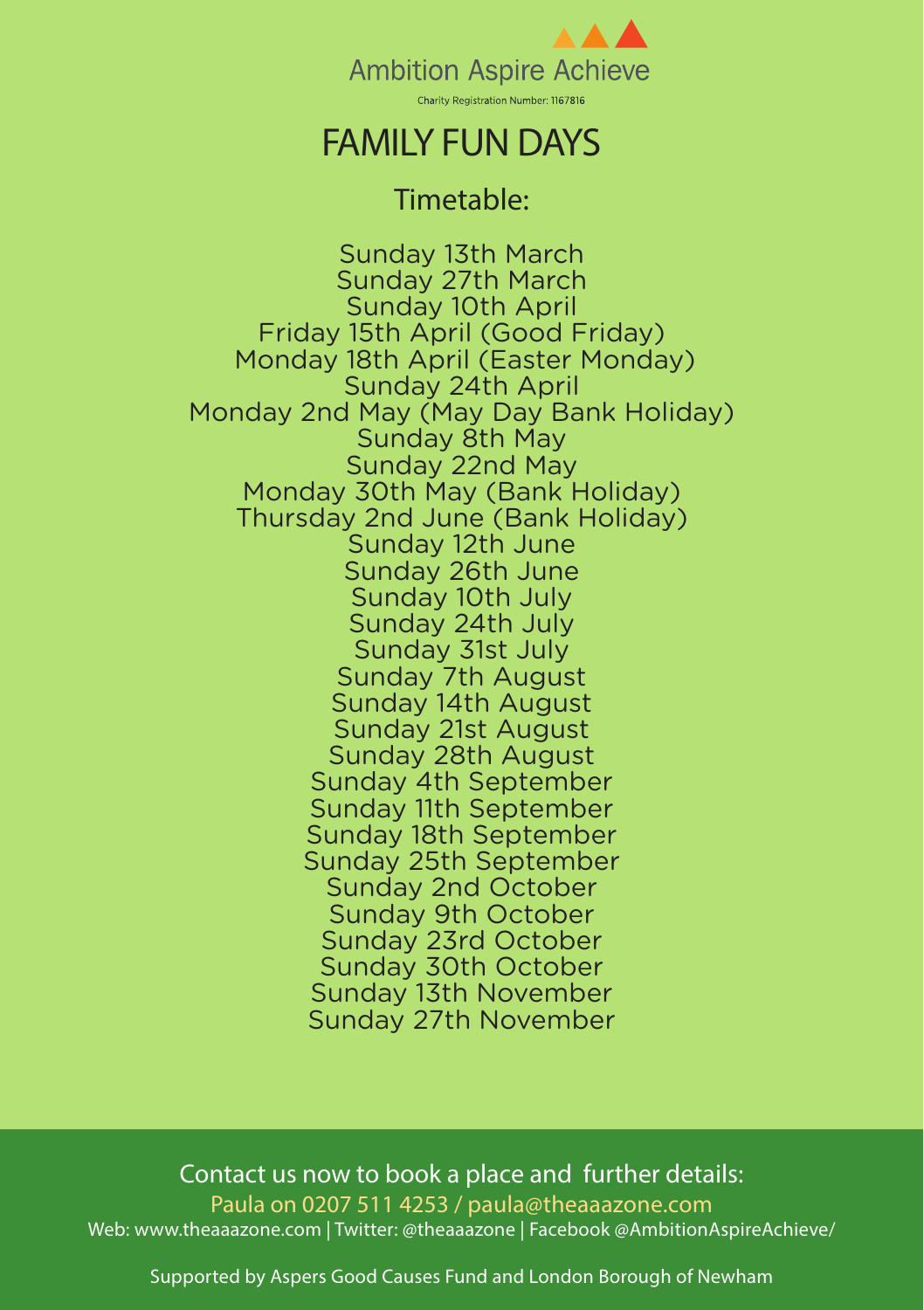Ambition Aspire Achieve

Charity Registration Number: 1167816

# FAMILY FUN DAYS

## Timetable:

Sunday 13th March
Sunday 27th March
Sunday 10th April
Friday 15th April (Good Friday)
Monday 18th April (Easter Monday)
Sunday 24th April
Monday 2nd May (May Day Bank Holiday)
Sunday 8th May
Sunday 22nd May
Monday 30th May (Bank Holiday)
Thursday 2nd June (Bank Holiday)
Sunday 12th June
Sunday 26th June
Sunday 10th July
Sunday 24th July
Sunday 31st July
Sunday 7th August
Sunday 14th August
Sunday 21st August
Sunday 28th August
Sunday 4th September
Sunday 11th September
Sunday 18th September
Sunday 25th September
Sunday 2nd October
Sunday 9th October
Sunday 23rd October
Sunday 30th October
Sunday 13th November
Sunday 27th November

Contact us now to book a place and further details:
Paula on 0207 511 4253 / paula@theaaazone.com
Web: www.theaaazone.com | Twitter: @theaaazone | Facebook @AmbitionAspireAchieve/

Supported by Aspers Good Causes Fund and London Borough of Newham